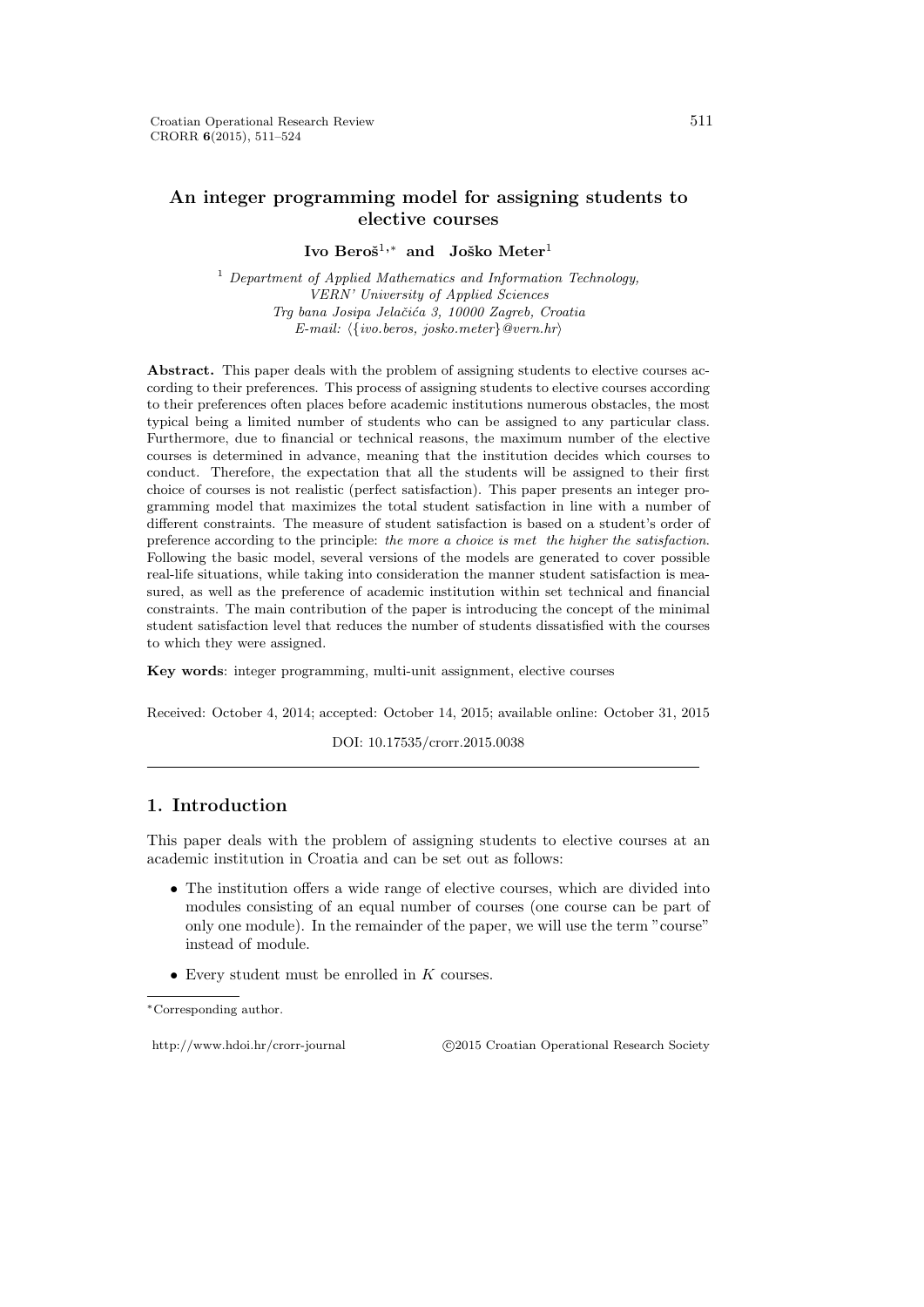# An integer programming model for assigning students to elective courses

**Ivo Beroš[1,*] and Joško Meter[1]**

[1] *Department of Applied Mathematics and Information Technology, VERN' University of Applied Sciences*
*Trg bana Josipa Jelačića 3, 10000 Zagreb, Croatia*
*E-mail: ⟨{ivo.beros, josko.meter}@vern.hr⟩*

**Abstract.** This paper deals with the problem of assigning students to elective courses according to their preferences. This process of assigning students to elective courses according to their preferences often places before academic institutions numerous obstacles, the most typical being a limited number of students who can be assigned to any particular class. Furthermore, due to financial or technical reasons, the maximum number of the elective courses is determined in advance, meaning that the institution decides which courses to conduct. Therefore, the expectation that all the students will be assigned to their first choice of courses is not realistic (perfect satisfaction). This paper presents an integer programming model that maximizes the total student satisfaction in line with a number of different constraints. The measure of student satisfaction is based on a student's order of preference according to the principle: *the more a choice is met the higher the satisfaction*. Following the basic model, several versions of the models are generated to cover possible real-life situations, while taking into consideration the manner student satisfaction is measured, as well as the preference of academic institution within set technical and financial constraints. The main contribution of the paper is introducing the concept of the minimal student satisfaction level that reduces the number of students dissatisfied with the courses to which they were assigned.

**Key words**: integer programming, multi-unit assignment, elective courses

Received: October 4, 2014; accepted: October 14, 2015; available online: October 31, 2015

DOI: 10.17535/crorr.2015.0038

## 1. Introduction

This paper deals with the problem of assigning students to elective courses at an academic institution in Croatia and can be set out as follows:

- The institution offers a wide range of elective courses, which are divided into modules consisting of an equal number of courses (one course can be part of only one module). In the remainder of the paper, we will use the term "course" instead of module.
- Every student must be enrolled in $K$ courses.

*Corresponding author.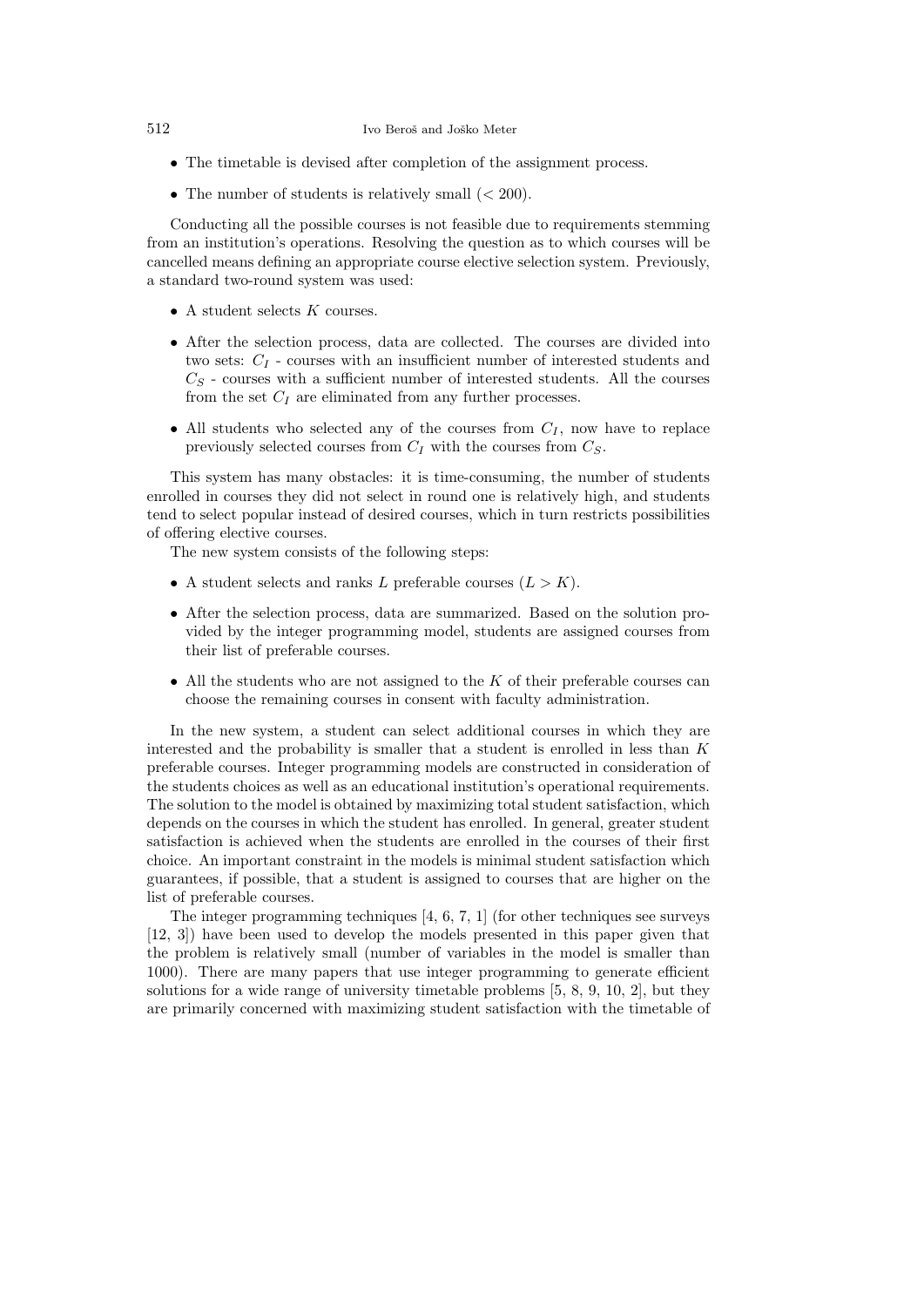- The timetable is devised after completion of the assignment process.
- The number of students is relatively small ($< 200$).

Conducting all the possible courses is not feasible due to requirements stemming from an institution's operations. Resolving the question as to which courses will be cancelled means defining an appropriate course elective selection system. Previously, a standard two-round system was used:

- A student selects $K$ courses.
- After the selection process, data are collected. The courses are divided into two sets: $C_I$ - courses with an insufficient number of interested students and $C_S$ - courses with a sufficient number of interested students. All the courses from the set $C_I$ are eliminated from any further processes.
- All students who selected any of the courses from $C_I$, now have to replace previously selected courses from $C_I$ with the courses from $C_S$.

This system has many obstacles: it is time-consuming, the number of students enrolled in courses they did not select in round one is relatively high, and students tend to select popular instead of desired courses, which in turn restricts possibilities of offering elective courses.

The new system consists of the following steps:

- A student selects and ranks $L$ preferable courses ($L > K$).
- After the selection process, data are summarized. Based on the solution provided by the integer programming model, students are assigned courses from their list of preferable courses.
- All the students who are not assigned to the $K$ of their preferable courses can choose the remaining courses in consent with faculty administration.

In the new system, a student can select additional courses in which they are interested and the probability is smaller that a student is enrolled in less than $K$ preferable courses. Integer programming models are constructed in consideration of the students choices as well as an educational institution's operational requirements. The solution to the model is obtained by maximizing total student satisfaction, which depends on the courses in which the student has enrolled. In general, greater student satisfaction is achieved when the students are enrolled in the courses of their first choice. An important constraint in the models is minimal student satisfaction which guarantees, if possible, that a student is assigned to courses that are higher on the list of preferable courses.

The integer programming techniques [4, 6, 7, 1] (for other techniques see surveys [12, 3]) have been used to develop the models presented in this paper given that the problem is relatively small (number of variables in the model is smaller than 1000). There are many papers that use integer programming to generate efficient solutions for a wide range of university timetable problems [5, 8, 9, 10, 2], but they are primarily concerned with maximizing student satisfaction with the timetable of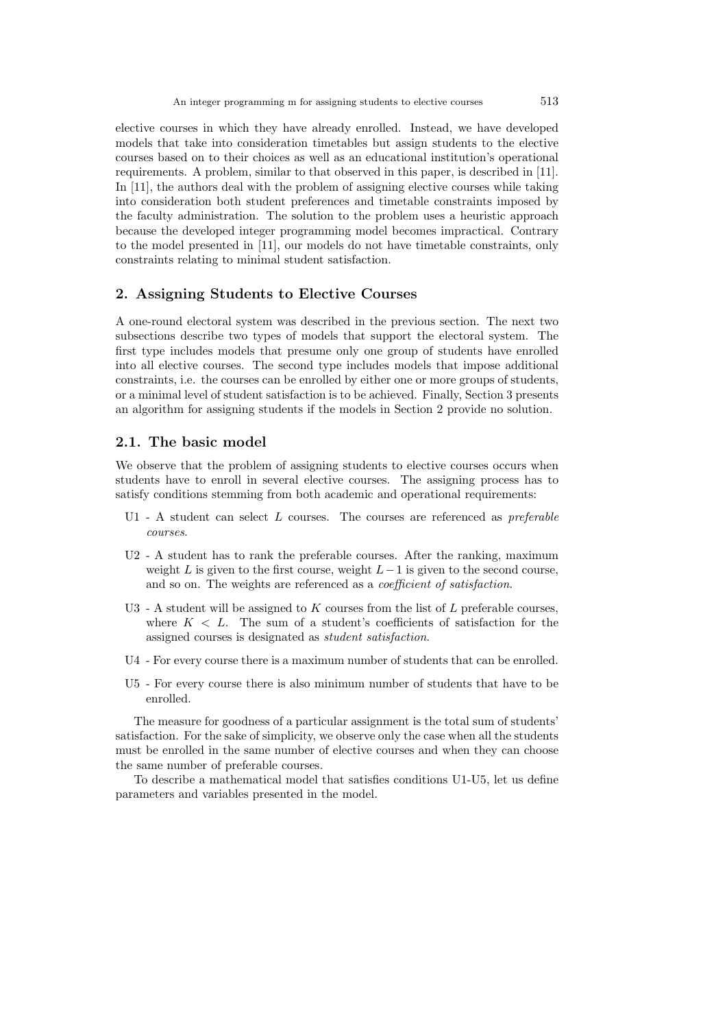elective courses in which they have already enrolled. Instead, we have developed models that take into consideration timetables but assign students to the elective courses based on to their choices as well as an educational institution's operational requirements. A problem, similar to that observed in this paper, is described in [11]. In [11], the authors deal with the problem of assigning elective courses while taking into consideration both student preferences and timetable constraints imposed by the faculty administration. The solution to the problem uses a heuristic approach because the developed integer programming model becomes impractical. Contrary to the model presented in [11], our models do not have timetable constraints, only constraints relating to minimal student satisfaction.

## 2. Assigning Students to Elective Courses

A one-round electoral system was described in the previous section. The next two subsections describe two types of models that support the electoral system. The first type includes models that presume only one group of students have enrolled into all elective courses. The second type includes models that impose additional constraints, i.e. the courses can be enrolled by either one or more groups of students, or a minimal level of student satisfaction is to be achieved. Finally, Section 3 presents an algorithm for assigning students if the models in Section 2 provide no solution.

### 2.1. The basic model

We observe that the problem of assigning students to elective courses occurs when students have to enroll in several elective courses. The assigning process has to satisfy conditions stemming from both academic and operational requirements:

- U1 - A student can select $L$ courses. The courses are referenced as *preferable courses*.
- U2 - A student has to rank the preferable courses. After the ranking, maximum weight $L$ is given to the first course, weight $L-1$ is given to the second course, and so on. The weights are referenced as a *coefficient of satisfaction*.
- U3 - A student will be assigned to $K$ courses from the list of $L$ preferable courses, where $K < L$. The sum of a student's coefficients of satisfaction for the assigned courses is designated as *student satisfaction*.
- U4 - For every course there is a maximum number of students that can be enrolled.
- U5 - For every course there is also minimum number of students that have to be enrolled.

The measure for goodness of a particular assignment is the total sum of students' satisfaction. For the sake of simplicity, we observe only the case when all the students must be enrolled in the same number of elective courses and when they can choose the same number of preferable courses.

To describe a mathematical model that satisfies conditions U1-U5, let us define parameters and variables presented in the model.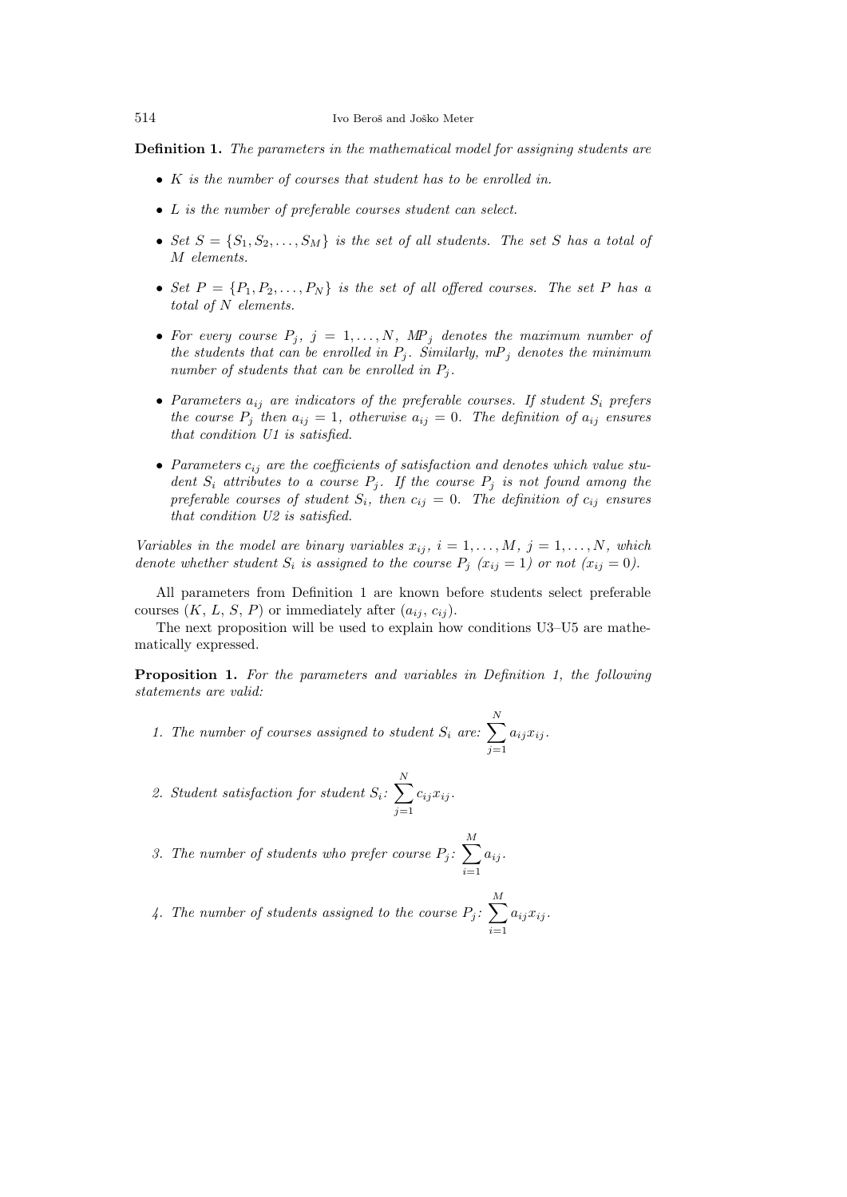**Definition 1.** *The parameters in the mathematical model for assigning students are*

- *$K$ is the number of courses that student has to be enrolled in.*
- *$L$ is the number of preferable courses student can select.*
- *Set $S = \{S_1, S_2, \ldots, S_M\}$ is the set of all students. The set $S$ has a total of $M$ elements.*
- *Set $P = \{P_1, P_2, \ldots, P_N\}$ is the set of all offered courses. The set $P$ has a total of $N$ elements.*
- *For every course $P_j$, $j = 1, \ldots, N$, $MP_j$ denotes the maximum number of the students that can be enrolled in $P_j$. Similarly, $mP_j$ denotes the minimum number of students that can be enrolled in $P_j$.*
- *Parameters $a_{ij}$ are indicators of the preferable courses. If student $S_i$ prefers the course $P_j$ then $a_{ij} = 1$, otherwise $a_{ij} = 0$. The definition of $a_{ij}$ ensures that condition U1 is satisfied.*
- *Parameters $c_{ij}$ are the coefficients of satisfaction and denotes which value student $S_i$ attributes to a course $P_j$. If the course $P_j$ is not found among the preferable courses of student $S_i$, then $c_{ij} = 0$. The definition of $c_{ij}$ ensures that condition U2 is satisfied.*

*Variables in the model are binary variables $x_{ij}$, $i = 1, \ldots, M$, $j = 1, \ldots, N$, which denote whether student $S_i$ is assigned to the course $P_j$ ($x_{ij} = 1$) or not ($x_{ij} = 0$).*

All parameters from Definition 1 are known before students select preferable courses ($K$, $L$, $S$, $P$) or immediately after ($a_{ij}$, $c_{ij}$).

The next proposition will be used to explain how conditions U3–U5 are mathematically expressed.

**Proposition 1.** *For the parameters and variables in Definition 1, the following statements are valid:*

1. *The number of courses assigned to student $S_i$ are: $\displaystyle\sum_{j=1}^{N} a_{ij} x_{ij}$.*
2. *Student satisfaction for student $S_i$: $\displaystyle\sum_{j=1}^{N} c_{ij} x_{ij}$.*
3. *The number of students who prefer course $P_j$: $\displaystyle\sum_{i=1}^{M} a_{ij}$.*
4. *The number of students assigned to the course $P_j$: $\displaystyle\sum_{i=1}^{M} a_{ij} x_{ij}$.*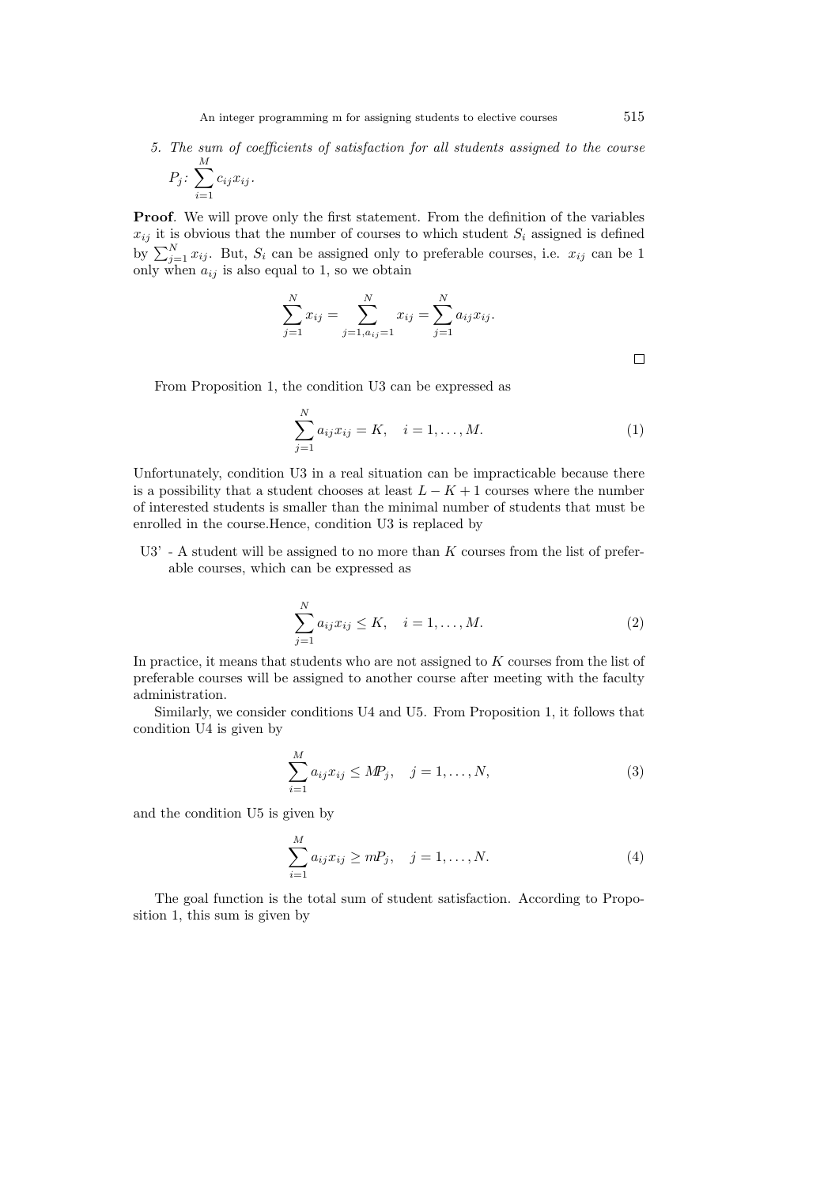*5. The sum of coefficients of satisfaction for all students assigned to the course* $P_j$: $\sum_{i=1}^{M} c_{ij}x_{ij}$.

**Proof**. We will prove only the first statement. From the definition of the variables $x_{ij}$ it is obvious that the number of courses to which student $S_i$ assigned is defined by $\sum_{j=1}^{N} x_{ij}$. But, $S_i$ can be assigned only to preferable courses, i.e. $x_{ij}$ can be 1 only when $a_{ij}$ is also equal to 1, so we obtain

$$\sum_{j=1}^{N} x_{ij} = \sum_{j=1, a_{ij}=1}^{N} x_{ij} = \sum_{j=1}^{N} a_{ij}x_{ij}.$$

□

From Proposition 1, the condition U3 can be expressed as

$$\sum_{j=1}^{N} a_{ij}x_{ij} = K, \quad i = 1, \ldots, M. \tag{1}$$

Unfortunately, condition U3 in a real situation can be impracticable because there is a possibility that a student chooses at least $L - K + 1$ courses where the number of interested students is smaller than the minimal number of students that must be enrolled in the course.Hence, condition U3 is replaced by

U3' - A student will be assigned to no more than $K$ courses from the list of preferable courses, which can be expressed as

$$\sum_{j=1}^{N} a_{ij}x_{ij} \leq K, \quad i = 1, \ldots, M. \tag{2}$$

In practice, it means that students who are not assigned to $K$ courses from the list of preferable courses will be assigned to another course after meeting with the faculty administration.

Similarly, we consider conditions U4 and U5. From Proposition 1, it follows that condition U4 is given by

$$\sum_{i=1}^{M} a_{ij}x_{ij} \leq MP_j, \quad j = 1, \ldots, N, \tag{3}$$

and the condition U5 is given by

$$\sum_{i=1}^{M} a_{ij}x_{ij} \geq mP_j, \quad j = 1, \ldots, N. \tag{4}$$

The goal function is the total sum of student satisfaction. According to Proposition 1, this sum is given by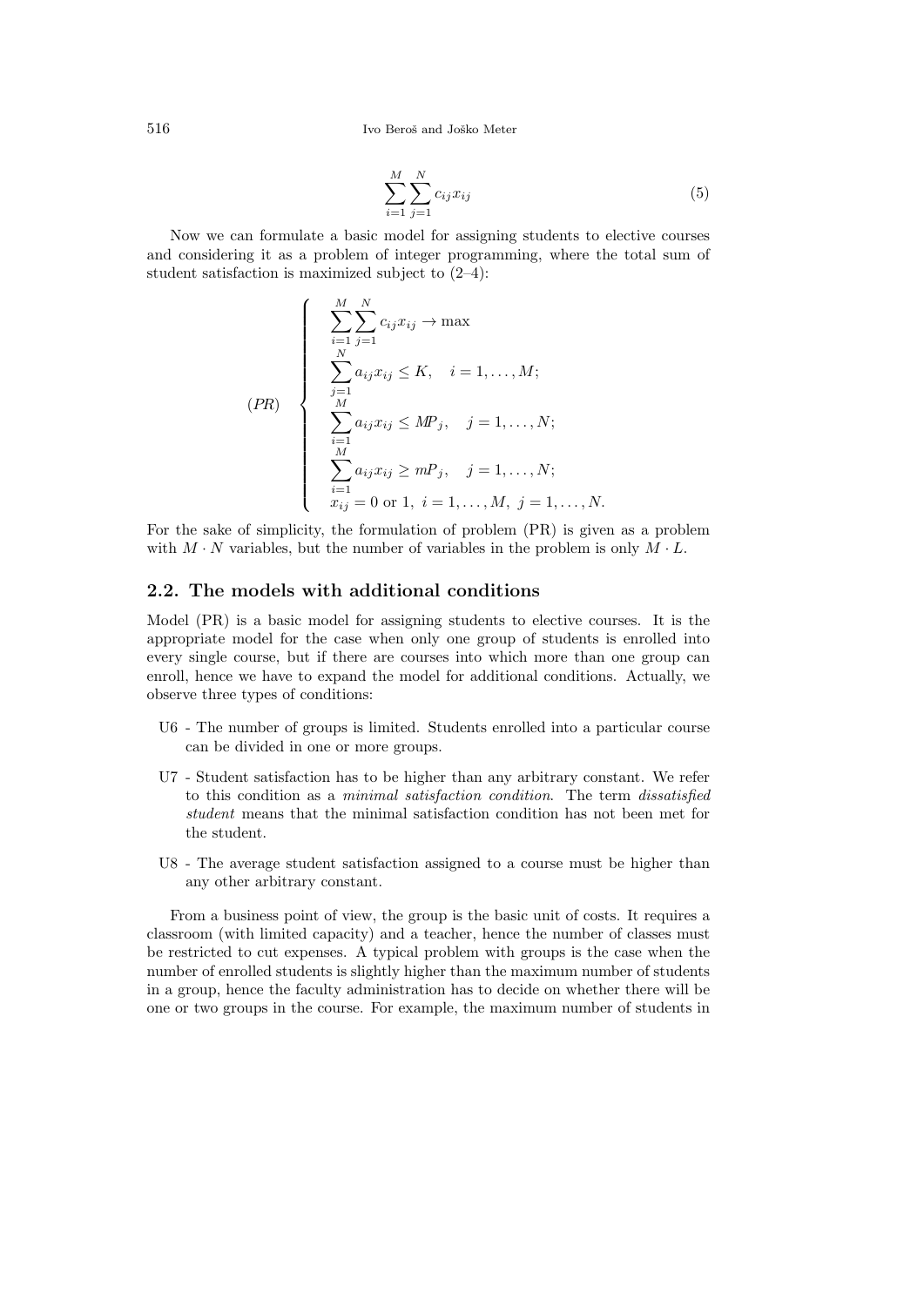$$\sum_{i=1}^{M}\sum_{j=1}^{N} c_{ij}x_{ij} \tag{5}$$

Now we can formulate a basic model for assigning students to elective courses and considering it as a problem of integer programming, where the total sum of student satisfaction is maximized subject to (2–4):

$$(PR)\quad \begin{cases} \displaystyle\sum_{i=1}^{M}\sum_{j=1}^{N} c_{ij}x_{ij} \to \max \\ \displaystyle\sum_{j=1}^{N} a_{ij}x_{ij} \le K, \quad i = 1,\ldots,M; \\ \displaystyle\sum_{i=1}^{M} a_{ij}x_{ij} \le MP_j, \quad j = 1,\ldots,N; \\ \displaystyle\sum_{i=1}^{M} a_{ij}x_{ij} \ge mP_j, \quad j = 1,\ldots,N; \\ x_{ij} = 0 \text{ or } 1,\ i = 1,\ldots,M,\ j = 1,\ldots,N. \end{cases}$$

For the sake of simplicity, the formulation of problem (PR) is given as a problem with $M \cdot N$ variables, but the number of variables in the problem is only $M \cdot L$.

## 2.2. The models with additional conditions

Model (PR) is a basic model for assigning students to elective courses. It is the appropriate model for the case when only one group of students is enrolled into every single course, but if there are courses into which more than one group can enroll, hence we have to expand the model for additional conditions. Actually, we observe three types of conditions:

- U6 - The number of groups is limited. Students enrolled into a particular course can be divided in one or more groups.
- U7 - Student satisfaction has to be higher than any arbitrary constant. We refer to this condition as a *minimal satisfaction condition*. The term *dissatisfied student* means that the minimal satisfaction condition has not been met for the student.
- U8 - The average student satisfaction assigned to a course must be higher than any other arbitrary constant.

From a business point of view, the group is the basic unit of costs. It requires a classroom (with limited capacity) and a teacher, hence the number of classes must be restricted to cut expenses. A typical problem with groups is the case when the number of enrolled students is slightly higher than the maximum number of students in a group, hence the faculty administration has to decide on whether there will be one or two groups in the course. For example, the maximum number of students in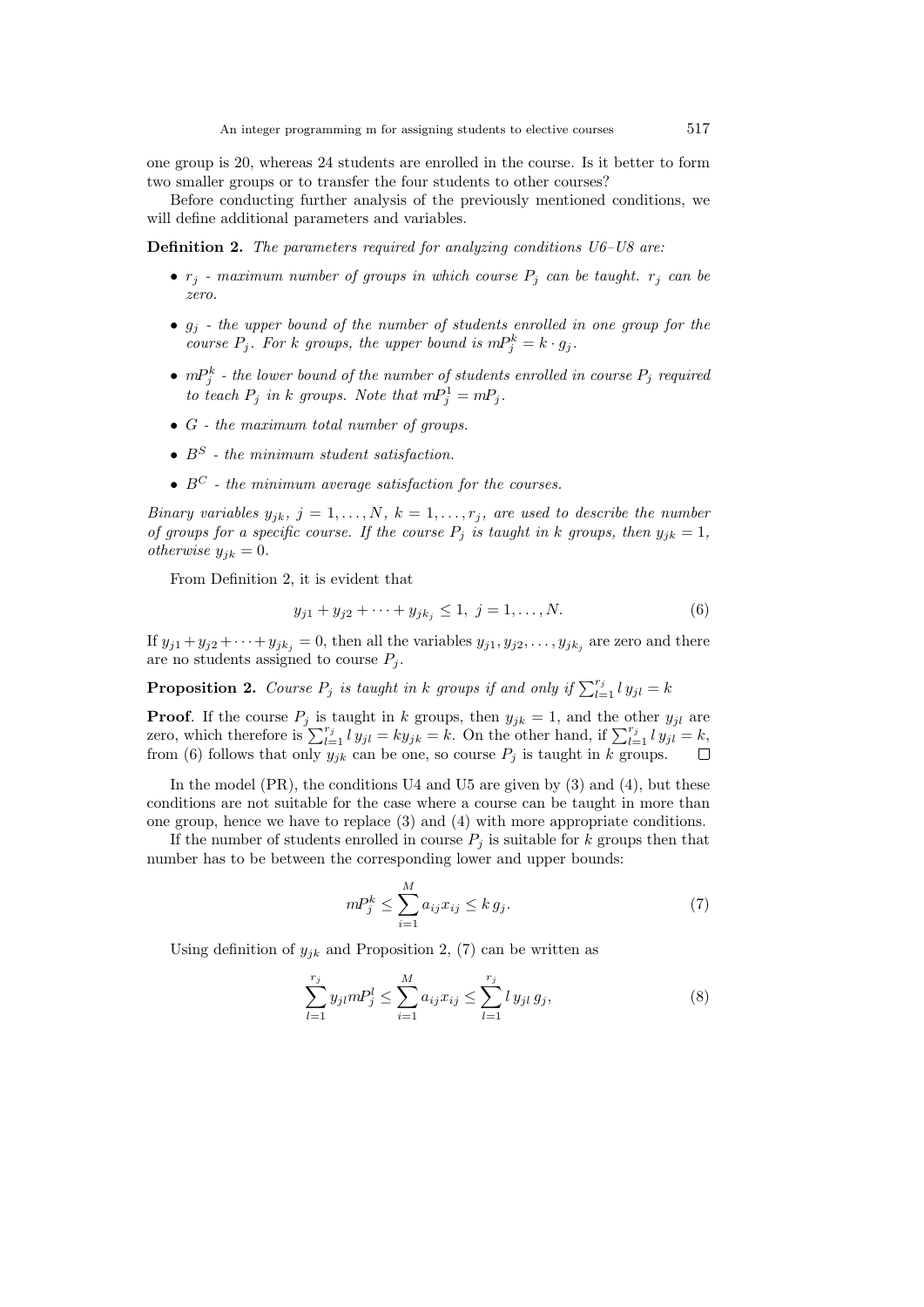one group is 20, whereas 24 students are enrolled in the course. Is it better to form two smaller groups or to transfer the four students to other courses?

Before conducting further analysis of the previously mentioned conditions, we will define additional parameters and variables.

**Definition 2.** *The parameters required for analyzing conditions U6–U8 are:*

- $r_j$ *- maximum number of groups in which course* $P_j$ *can be taught.* $r_j$ *can be zero.*
- $g_j$ *- the upper bound of the number of students enrolled in one group for the course* $P_j$*. For* $k$ *groups, the upper bound is* $mP_j^k = k \cdot g_j$*.*
- $mP_j^k$ *- the lower bound of the number of students enrolled in course* $P_j$ *required to teach* $P_j$ *in* $k$ *groups. Note that* $mP_j^1 = mP_j$*.*
- $G$ *- the maximum total number of groups.*
- $B^S$ *- the minimum student satisfaction.*
- $B^C$ *- the minimum average satisfaction for the courses.*

*Binary variables* $y_{jk}$*,* $j = 1, \ldots, N$*,* $k = 1, \ldots, r_j$*, are used to describe the number of groups for a specific course. If the course* $P_j$ *is taught in* $k$ *groups, then* $y_{jk} = 1$*, otherwise* $y_{jk} = 0$*.*

From Definition 2, it is evident that

$$y_{j1} + y_{j2} + \cdots + y_{jk_j} \leq 1,\ j = 1, \ldots, N. \tag{6}$$

If $y_{j1} + y_{j2} + \cdots + y_{jk_j} = 0$, then all the variables $y_{j1}, y_{j2}, \ldots, y_{jk_j}$ are zero and there are no students assigned to course $P_j$.

**Proposition 2.** *Course* $P_j$ *is taught in* $k$ *groups if and only if* $\sum_{l=1}^{r_j} l\, y_{jl} = k$

**Proof**. If the course $P_j$ is taught in $k$ groups, then $y_{jk} = 1$, and the other $y_{jl}$ are zero, which therefore is $\sum_{l=1}^{r_j} l\, y_{jl} = k y_{jk} = k$. On the other hand, if $\sum_{l=1}^{r_j} l\, y_{jl} = k$, from (6) follows that only $y_{jk}$ can be one, so course $P_j$ is taught in $k$ groups. □

In the model (PR), the conditions U4 and U5 are given by (3) and (4), but these conditions are not suitable for the case where a course can be taught in more than one group, hence we have to replace (3) and (4) with more appropriate conditions.

If the number of students enrolled in course $P_j$ is suitable for $k$ groups then that number has to be between the corresponding lower and upper bounds:

$$mP_j^k \leq \sum_{i=1}^{M} a_{ij} x_{ij} \leq k\, g_j. \tag{7}$$

Using definition of $y_{jk}$ and Proposition 2, (7) can be written as

$$\sum_{l=1}^{r_j} y_{jl} mP_j^l \leq \sum_{i=1}^{M} a_{ij} x_{ij} \leq \sum_{l=1}^{r_j} l\, y_{jl}\, g_j, \tag{8}$$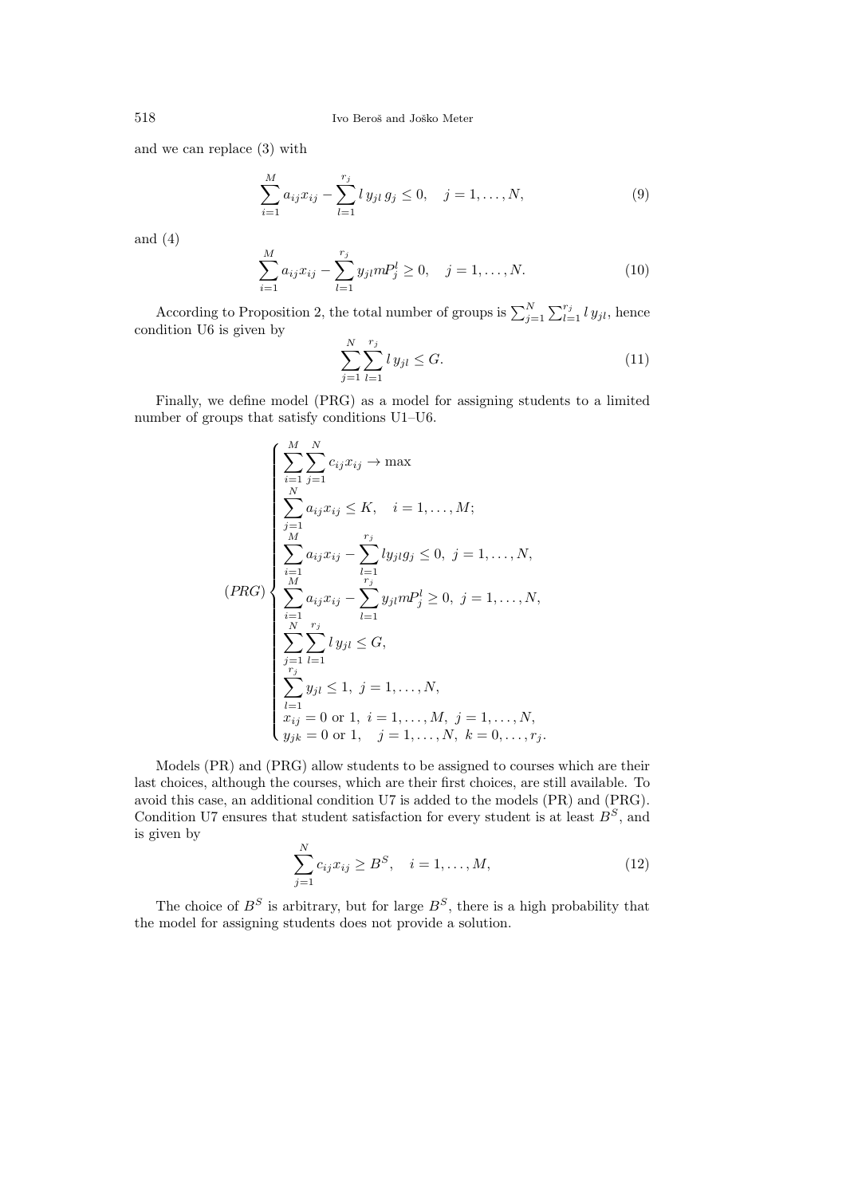and we can replace (3) with

$$\sum_{i=1}^{M} a_{ij}x_{ij} - \sum_{l=1}^{r_j} l\, y_{jl}\, g_j \leq 0, \quad j = 1, \ldots, N, \tag{9}$$

and (4)

$$\sum_{i=1}^{M} a_{ij}x_{ij} - \sum_{l=1}^{r_j} y_{jl} m P_j^l \geq 0, \quad j = 1, \ldots, N. \tag{10}$$

According to Proposition 2, the total number of groups is $\sum_{j=1}^{N}\sum_{l=1}^{r_j} l\, y_{jl}$, hence condition U6 is given by

$$\sum_{j=1}^{N}\sum_{l=1}^{r_j} l\, y_{jl} \leq G. \tag{11}$$

Finally, we define model (PRG) as a model for assigning students to a limited number of groups that satisfy conditions U1–U6.

$$(PRG) \begin{cases} \displaystyle\sum_{i=1}^{M}\sum_{j=1}^{N} c_{ij}x_{ij} \to \max \\ \displaystyle\sum_{j=1}^{N} a_{ij}x_{ij} \leq K, \quad i = 1, \ldots, M; \\ \displaystyle\sum_{i=1}^{M} a_{ij}x_{ij} - \sum_{l=1}^{r_j} l y_{jl} g_j \leq 0, \ j = 1, \ldots, N, \\ \displaystyle\sum_{i=1}^{M} a_{ij}x_{ij} - \sum_{l=1}^{r_j} y_{jl} m P_j^l \geq 0, \ j = 1, \ldots, N, \\ \displaystyle\sum_{j=1}^{N}\sum_{l=1}^{r_j} l\, y_{jl} \leq G, \\ \displaystyle\sum_{l=1}^{r_j} y_{jl} \leq 1, \ j = 1, \ldots, N, \\ x_{ij} = 0 \text{ or } 1, \ i = 1, \ldots, M, \ j = 1, \ldots, N, \\ y_{jk} = 0 \text{ or } 1, \quad j = 1, \ldots, N, \ k = 0, \ldots, r_j. \end{cases}$$

Models (PR) and (PRG) allow students to be assigned to courses which are their last choices, although the courses, which are their first choices, are still available. To avoid this case, an additional condition U7 is added to the models (PR) and (PRG). Condition U7 ensures that student satisfaction for every student is at least $B^S$, and is given by

$$\sum_{j=1}^{N} c_{ij}x_{ij} \geq B^S, \quad i = 1, \ldots, M, \tag{12}$$

The choice of $B^S$ is arbitrary, but for large $B^S$, there is a high probability that the model for assigning students does not provide a solution.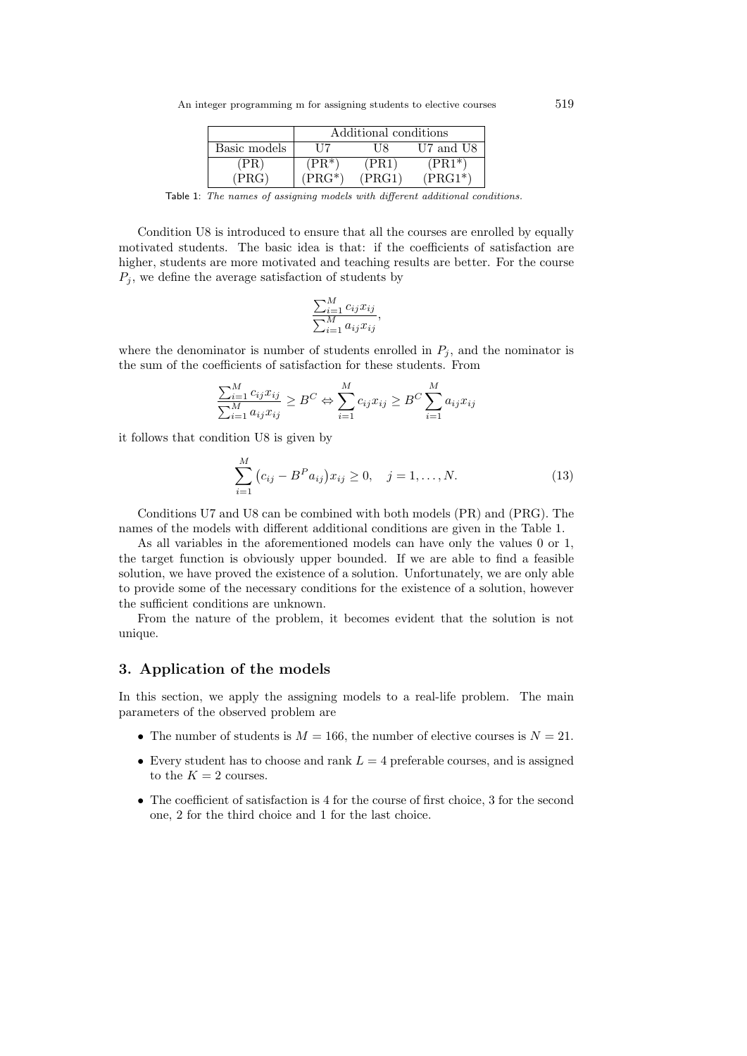|  | Additional conditions | | |
|---|---|---|---|
| Basic models | U7 | U8 | U7 and U8 |
| (PR) | (PR*) | (PR1) | (PR1*) |
| (PRG) | (PRG*) | (PRG1) | (PRG1*) |

Table 1: *The names of assigning models with different additional conditions.*

Condition U8 is introduced to ensure that all the courses are enrolled by equally motivated students. The basic idea is that: if the coefficients of satisfaction are higher, students are more motivated and teaching results are better. For the course $P_j$, we define the average satisfaction of students by

$$\frac{\sum_{i=1}^{M} c_{ij} x_{ij}}{\sum_{i=1}^{M} a_{ij} x_{ij}},$$

where the denominator is number of students enrolled in $P_j$, and the nominator is the sum of the coefficients of satisfaction for these students. From

$$\frac{\sum_{i=1}^{M} c_{ij} x_{ij}}{\sum_{i=1}^{M} a_{ij} x_{ij}} \geq B^C \Leftrightarrow \sum_{i=1}^{M} c_{ij} x_{ij} \geq B^C \sum_{i=1}^{M} a_{ij} x_{ij}$$

it follows that condition U8 is given by

$$\sum_{i=1}^{M} \big(c_{ij} - B^P a_{ij}\big) x_{ij} \geq 0, \quad j = 1, \ldots, N. \tag{13}$$

Conditions U7 and U8 can be combined with both models (PR) and (PRG). The names of the models with different additional conditions are given in the Table 1.

As all variables in the aforementioned models can have only the values 0 or 1, the target function is obviously upper bounded. If we are able to find a feasible solution, we have proved the existence of a solution. Unfortunately, we are only able to provide some of the necessary conditions for the existence of a solution, however the sufficient conditions are unknown.

From the nature of the problem, it becomes evident that the solution is not unique.

## 3. Application of the models

In this section, we apply the assigning models to a real-life problem. The main parameters of the observed problem are

- The number of students is $M = 166$, the number of elective courses is $N = 21$.
- Every student has to choose and rank $L = 4$ preferable courses, and is assigned to the $K = 2$ courses.
- The coefficient of satisfaction is 4 for the course of first choice, 3 for the second one, 2 for the third choice and 1 for the last choice.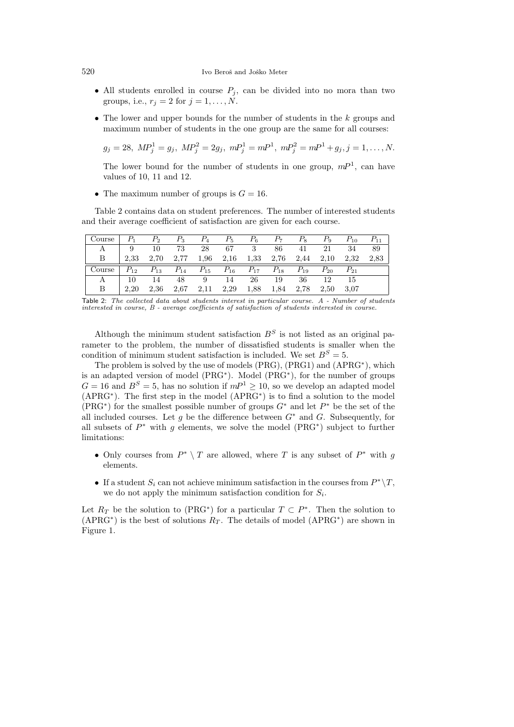- All students enrolled in course $P_j$, can be divided into no mora than two groups, i.e., $r_j = 2$ for $j = 1, \ldots, N$.
- The lower and upper bounds for the number of students in the $k$ groups and maximum number of students in the one group are the same for all courses:

  $$g_j = 28,\ MP_j^1 = g_j,\ MP_j^2 = 2g_j,\ mP_j^1 = mP^1,\ mP_j^2 = mP^1 + g_j, j = 1, \ldots, N.$$

  The lower bound for the number of students in one group, $mP^1$, can have values of 10, 11 and 12.
- The maximum number of groups is $G = 16$.

Table 2 contains data on student preferences. The number of interested students and their average coefficient of satisfaction are given for each course.

| Course | $P_1$ | $P_2$ | $P_3$ | $P_4$ | $P_5$ | $P_6$ | $P_7$ | $P_8$ | $P_9$ | $P_{10}$ | $P_{11}$ |
|---|---|---|---|---|---|---|---|---|---|---|---|
| A | 9 | 10 | 73 | 28 | 67 | 3 | 86 | 41 | 21 | 34 | 89 |
| B | 2,33 | 2,70 | 2,77 | 1,96 | 2,16 | 1,33 | 2,76 | 2,44 | 2,10 | 2,32 | 2,83 |
| Course | $P_{12}$ | $P_{13}$ | $P_{14}$ | $P_{15}$ | $P_{16}$ | $P_{17}$ | $P_{18}$ | $P_{19}$ | $P_{20}$ | $P_{21}$ | |
| A | 10 | 14 | 48 | 9 | 14 | 26 | 19 | 36 | 12 | 15 | |
| B | 2,20 | 2,36 | 2,67 | 2,11 | 2,29 | 1,88 | 1,84 | 2,78 | 2,50 | 3,07 | |

Table 2: *The collected data about students interest in particular course. A - Number of students interested in course, B - average coefficients of satisfaction of students interested in course.*

Although the minimum student satisfaction $B^S$ is not listed as an original parameter to the problem, the number of dissatisfied students is smaller when the condition of minimum student satisfaction is included. We set $B^S = 5$.

The problem is solved by the use of models (PRG), (PRG1) and (APRG$^*$), which is an adapted version of model (PRG$^*$). Model (PRG$^*$), for the number of groups $G = 16$ and $B^S = 5$, has no solution if $mP^1 \geq 10$, so we develop an adapted model (APRG$^*$). The first step in the model (APRG$^*$) is to find a solution to the model (PRG$^*$) for the smallest possible number of groups $G^*$ and let $P^*$ be the set of the all included courses. Let $g$ be the difference between $G^*$ and $G$. Subsequently, for all subsets of $P^*$ with $g$ elements, we solve the model (PRG$^*$) subject to further limitations:

- Only courses from $P^* \setminus T$ are allowed, where $T$ is any subset of $P^*$ with $g$ elements.
- If a student $S_i$ can not achieve minimum satisfaction in the courses from $P^* \setminus T$, we do not apply the minimum satisfaction condition for $S_i$.

Let $R_T$ be the solution to (PRG$^*$) for a particular $T \subset P^*$. Then the solution to (APRG$^*$) is the best of solutions $R_T$. The details of model (APRG$^*$) are shown in Figure 1.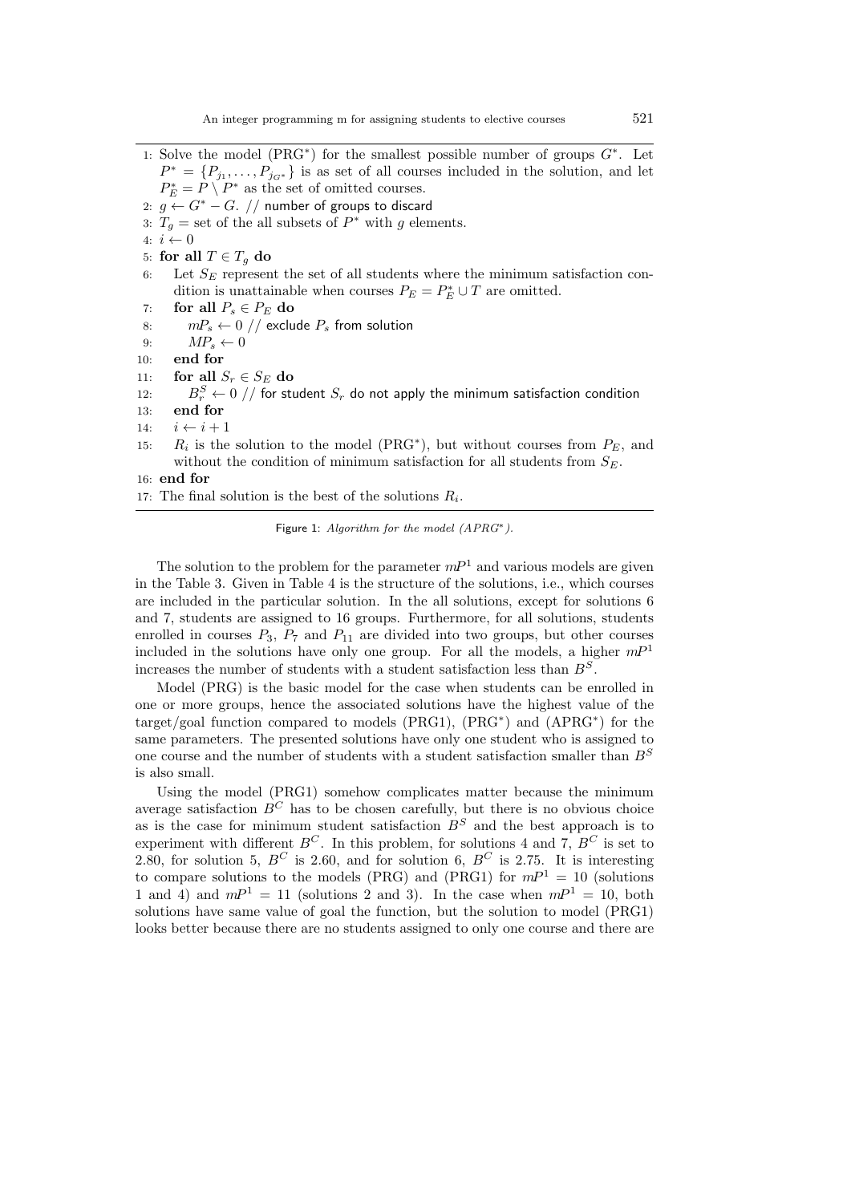```
1: Solve the model (PRG*) for the smallest possible number of groups G*. Let
   P* = {P_j1, ..., P_jG*} is as set of all courses included in the solution, and let
   P*_E = P \ P* as the set of omitted courses.
2: g ← G* − G. // number of groups to discard
3: T_g = set of the all subsets of P* with g elements.
4: i ← 0
5: for all T ∈ T_g do
6:    Let S_E represent the set of all students where the minimum satisfaction con-
      dition is unattainable when courses P_E = P*_E ∪ T are omitted.
7:    for all P_s ∈ P_E do
8:       mP_s ← 0 // exclude P_s from solution
9:       MP_s ← 0
10:   end for
11:   for all S_r ∈ S_E do
12:      B^S_r ← 0 // for student S_r do not apply the minimum satisfaction condition
13:   end for
14:   i ← i + 1
15:   R_i is the solution to the model (PRG*), but without courses from P_E, and
      without the condition of minimum satisfaction for all students from S_E.
16: end for
17: The final solution is the best of the solutions R_i.
```

Figure 1: *Algorithm for the model (APRG*).*

The solution to the problem for the parameter $mP^1$ and various models are given in the Table 3. Given in Table 4 is the structure of the solutions, i.e., which courses are included in the particular solution. In the all solutions, except for solutions 6 and 7, students are assigned to 16 groups. Furthermore, for all solutions, students enrolled in courses $P_3$, $P_7$ and $P_{11}$ are divided into two groups, but other courses included in the solutions have only one group. For all the models, a higher $mP^1$ increases the number of students with a student satisfaction less than $B^S$.

Model (PRG) is the basic model for the case when students can be enrolled in one or more groups, hence the associated solutions have the highest value of the target/goal function compared to models (PRG1), (PRG*) and (APRG*) for the same parameters. The presented solutions have only one student who is assigned to one course and the number of students with a student satisfaction smaller than $B^S$ is also small.

Using the model (PRG1) somehow complicates matter because the minimum average satisfaction $B^C$ has to be chosen carefully, but there is no obvious choice as is the case for minimum student satisfaction $B^S$ and the best approach is to experiment with different $B^C$. In this problem, for solutions 4 and 7, $B^C$ is set to 2.80, for solution 5, $B^C$ is 2.60, and for solution 6, $B^C$ is 2.75. It is interesting to compare solutions to the models (PRG) and (PRG1) for $mP^1 = 10$ (solutions 1 and 4) and $mP^1 = 11$ (solutions 2 and 3). In the case when $mP^1 = 10$, both solutions have same value of goal the function, but the solution to model (PRG1) looks better because there are no students assigned to only one course and there are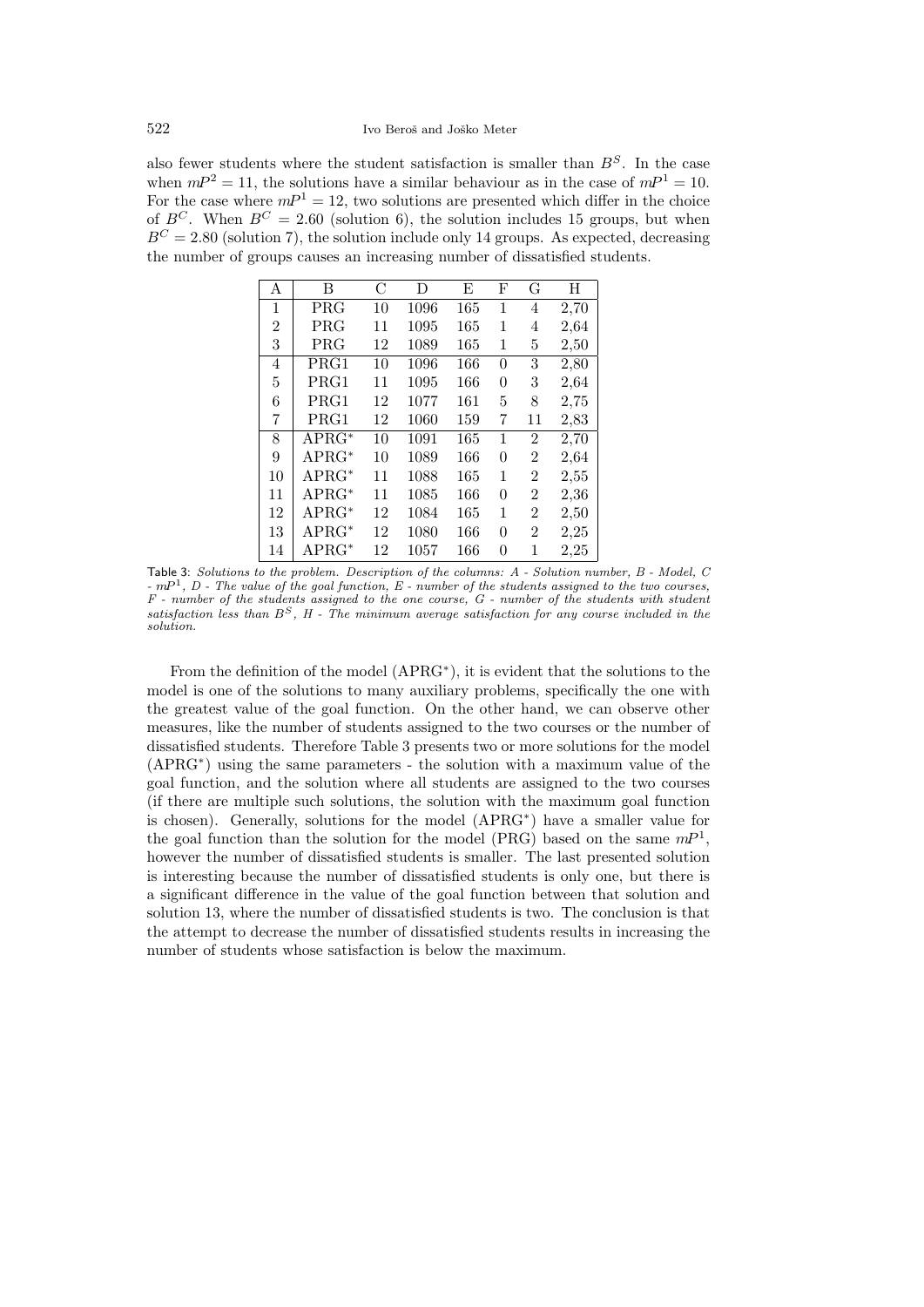also fewer students where the student satisfaction is smaller than $B^S$. In the case when $mP^2 = 11$, the solutions have a similar behaviour as in the case of $mP^1 = 10$. For the case where $mP^1 = 12$, two solutions are presented which differ in the choice of $B^C$. When $B^C = 2.60$ (solution 6), the solution includes 15 groups, but when $B^C = 2.80$ (solution 7), the solution include only 14 groups. As expected, decreasing the number of groups causes an increasing number of dissatisfied students.

| A | B | C | D | E | F | G | H |
|---|---|---|---|---|---|---|---|
| 1 | PRG | 10 | 1096 | 165 | 1 | 4 | 2,70 |
| 2 | PRG | 11 | 1095 | 165 | 1 | 4 | 2,64 |
| 3 | PRG | 12 | 1089 | 165 | 1 | 5 | 2,50 |
| 4 | PRG1 | 10 | 1096 | 166 | 0 | 3 | 2,80 |
| 5 | PRG1 | 11 | 1095 | 166 | 0 | 3 | 2,64 |
| 6 | PRG1 | 12 | 1077 | 161 | 5 | 8 | 2,75 |
| 7 | PRG1 | 12 | 1060 | 159 | 7 | 11 | 2,83 |
| 8 | APRG* | 10 | 1091 | 165 | 1 | 2 | 2,70 |
| 9 | APRG* | 10 | 1089 | 166 | 0 | 2 | 2,64 |
| 10 | APRG* | 11 | 1088 | 165 | 1 | 2 | 2,55 |
| 11 | APRG* | 11 | 1085 | 166 | 0 | 2 | 2,36 |
| 12 | APRG* | 12 | 1084 | 165 | 1 | 2 | 2,50 |
| 13 | APRG* | 12 | 1080 | 166 | 0 | 2 | 2,25 |
| 14 | APRG* | 12 | 1057 | 166 | 0 | 1 | 2,25 |

Table 3: *Solutions to the problem. Description of the columns: A - Solution number, B - Model, C - $mP^1$, D - The value of the goal function, E - number of the students assigned to the two courses, F - number of the students assigned to the one course, G - number of the students with student satisfaction less than $B^S$, H - The minimum average satisfaction for any course included in the solution.*

From the definition of the model (APRG*), it is evident that the solutions to the model is one of the solutions to many auxiliary problems, specifically the one with the greatest value of the goal function. On the other hand, we can observe other measures, like the number of students assigned to the two courses or the number of dissatisfied students. Therefore Table 3 presents two or more solutions for the model (APRG*) using the same parameters - the solution with a maximum value of the goal function, and the solution where all students are assigned to the two courses (if there are multiple such solutions, the solution with the maximum goal function is chosen). Generally, solutions for the model (APRG*) have a smaller value for the goal function than the solution for the model (PRG) based on the same $mP^1$, however the number of dissatisfied students is smaller. The last presented solution is interesting because the number of dissatisfied students is only one, but there is a significant difference in the value of the goal function between that solution and solution 13, where the number of dissatisfied students is two. The conclusion is that the attempt to decrease the number of dissatisfied students results in increasing the number of students whose satisfaction is below the maximum.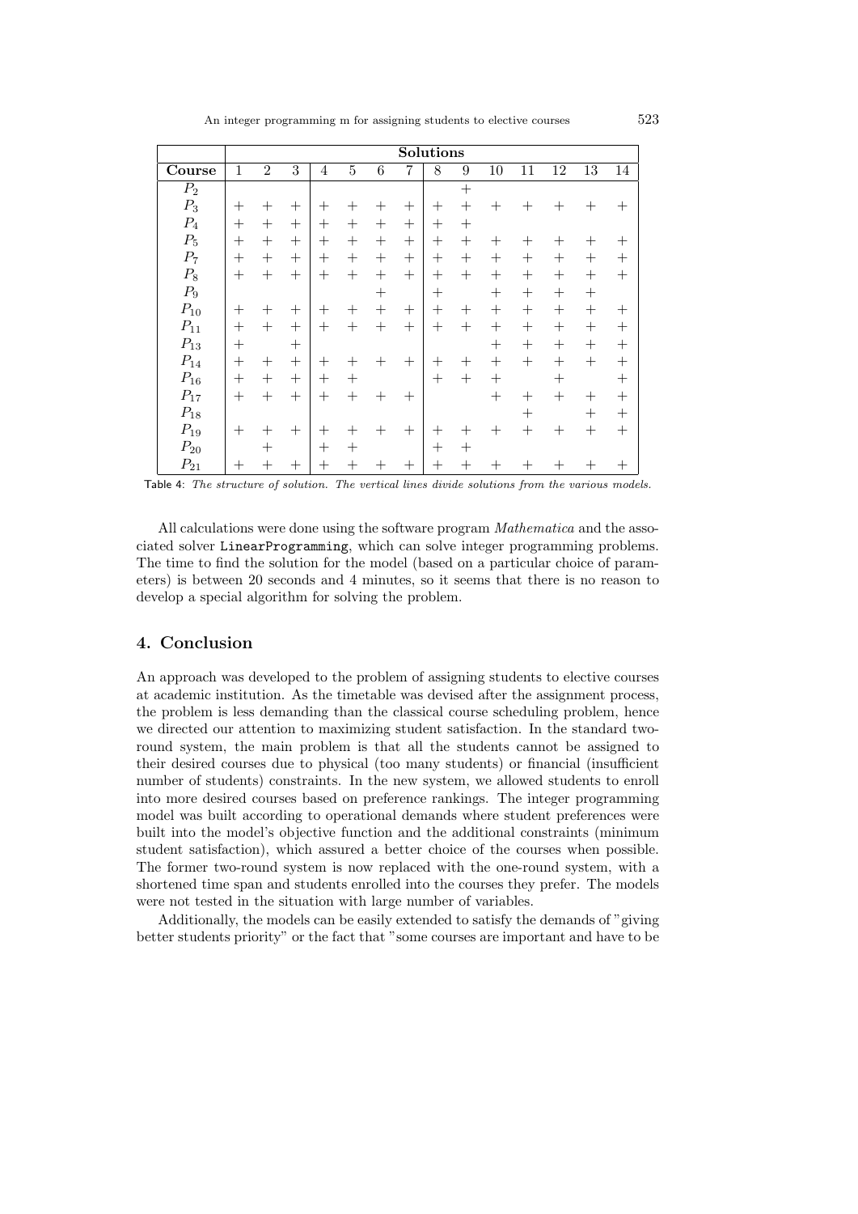| | Solutions | | | | | | | | | | | | | |
|---|---|---|---|---|---|---|---|---|---|---|---|---|---|---|
| **Course** | 1 | 2 | 3 | 4 | 5 | 6 | 7 | 8 | 9 | 10 | 11 | 12 | 13 | 14 |
| $P_2$ | | | | | | | | | + | | | | | |
| $P_3$ | + | + | + | + | + | + | + | + | + | + | + | + | + | + |
| $P_4$ | + | + | + | + | + | + | + | + | + | | | | | |
| $P_5$ | + | + | + | + | + | + | + | + | + | + | + | + | + | + |
| $P_7$ | + | + | + | + | + | + | + | + | + | + | + | + | + | + |
| $P_8$ | + | + | + | + | + | + | + | + | + | + | + | + | + | + |
| $P_9$ | | | | | | + | | + | | + | + | + | + | |
| $P_{10}$ | + | + | + | + | + | + | + | + | + | + | + | + | + | + |
| $P_{11}$ | + | + | + | + | + | + | + | + | + | + | + | + | + | + |
| $P_{13}$ | + | | + | | | | | | | + | + | + | + | + |
| $P_{14}$ | + | + | + | + | + | + | + | + | + | + | + | + | + | + |
| $P_{16}$ | + | + | + | + | + | | | + | + | + | | + | | + |
| $P_{17}$ | + | + | + | + | + | + | + | | | + | + | + | + | + |
| $P_{18}$ | | | | | | | | | | | + | | + | + |
| $P_{19}$ | + | + | + | + | + | + | + | + | + | + | + | + | + | + |
| $P_{20}$ | | + | | + | + | | | + | + | | | | | |
| $P_{21}$ | + | + | + | + | + | + | + | + | + | + | + | + | + | + |

Table 4: *The structure of solution. The vertical lines divide solutions from the various models.*

All calculations were done using the software program *Mathematica* and the associated solver `LinearProgramming`, which can solve integer programming problems. The time to find the solution for the model (based on a particular choice of parameters) is between 20 seconds and 4 minutes, so it seems that there is no reason to develop a special algorithm for solving the problem.

## 4. Conclusion

An approach was developed to the problem of assigning students to elective courses at academic institution. As the timetable was devised after the assignment process, the problem is less demanding than the classical course scheduling problem, hence we directed our attention to maximizing student satisfaction. In the standard two-round system, the main problem is that all the students cannot be assigned to their desired courses due to physical (too many students) or financial (insufficient number of students) constraints. In the new system, we allowed students to enroll into more desired courses based on preference rankings. The integer programming model was built according to operational demands where student preferences were built into the model's objective function and the additional constraints (minimum student satisfaction), which assured a better choice of the courses when possible. The former two-round system is now replaced with the one-round system, with a shortened time span and students enrolled into the courses they prefer. The models were not tested in the situation with large number of variables.

Additionally, the models can be easily extended to satisfy the demands of "giving better students priority" or the fact that "some courses are important and have to be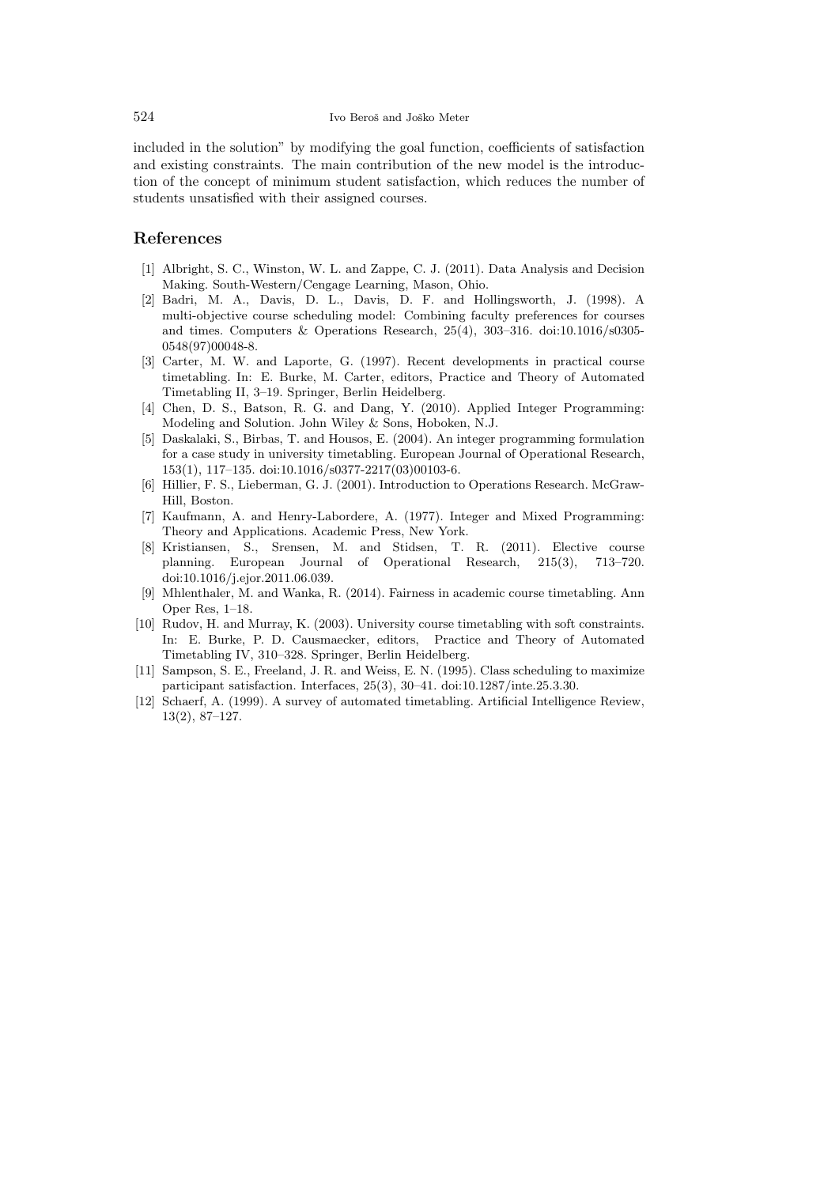included in the solution" by modifying the goal function, coefficients of satisfaction and existing constraints. The main contribution of the new model is the introduction of the concept of minimum student satisfaction, which reduces the number of students unsatisfied with their assigned courses.

## References

[1] Albright, S. C., Winston, W. L. and Zappe, C. J. (2011). Data Analysis and Decision Making. South-Western/Cengage Learning, Mason, Ohio.

[2] Badri, M. A., Davis, D. L., Davis, D. F. and Hollingsworth, J. (1998). A multi-objective course scheduling model: Combining faculty preferences for courses and times. Computers & Operations Research, 25(4), 303–316. doi:10.1016/s0305-0548(97)00048-8.

[3] Carter, M. W. and Laporte, G. (1997). Recent developments in practical course timetabling. In: E. Burke, M. Carter, editors, Practice and Theory of Automated Timetabling II, 3–19. Springer, Berlin Heidelberg.

[4] Chen, D. S., Batson, R. G. and Dang, Y. (2010). Applied Integer Programming: Modeling and Solution. John Wiley & Sons, Hoboken, N.J.

[5] Daskalaki, S., Birbas, T. and Housos, E. (2004). An integer programming formulation for a case study in university timetabling. European Journal of Operational Research, 153(1), 117–135. doi:10.1016/s0377-2217(03)00103-6.

[6] Hillier, F. S., Lieberman, G. J. (2001). Introduction to Operations Research. McGraw-Hill, Boston.

[7] Kaufmann, A. and Henry-Labordere, A. (1977). Integer and Mixed Programming: Theory and Applications. Academic Press, New York.

[8] Kristiansen, S., Srensen, M. and Stidsen, T. R. (2011). Elective course planning. European Journal of Operational Research, 215(3), 713–720. doi:10.1016/j.ejor.2011.06.039.

[9] Mhlenthaler, M. and Wanka, R. (2014). Fairness in academic course timetabling. Ann Oper Res, 1–18.

[10] Rudov, H. and Murray, K. (2003). University course timetabling with soft constraints. In: E. Burke, P. D. Causmaecker, editors, Practice and Theory of Automated Timetabling IV, 310–328. Springer, Berlin Heidelberg.

[11] Sampson, S. E., Freeland, J. R. and Weiss, E. N. (1995). Class scheduling to maximize participant satisfaction. Interfaces, 25(3), 30–41. doi:10.1287/inte.25.3.30.

[12] Schaerf, A. (1999). A survey of automated timetabling. Artificial Intelligence Review, 13(2), 87–127.